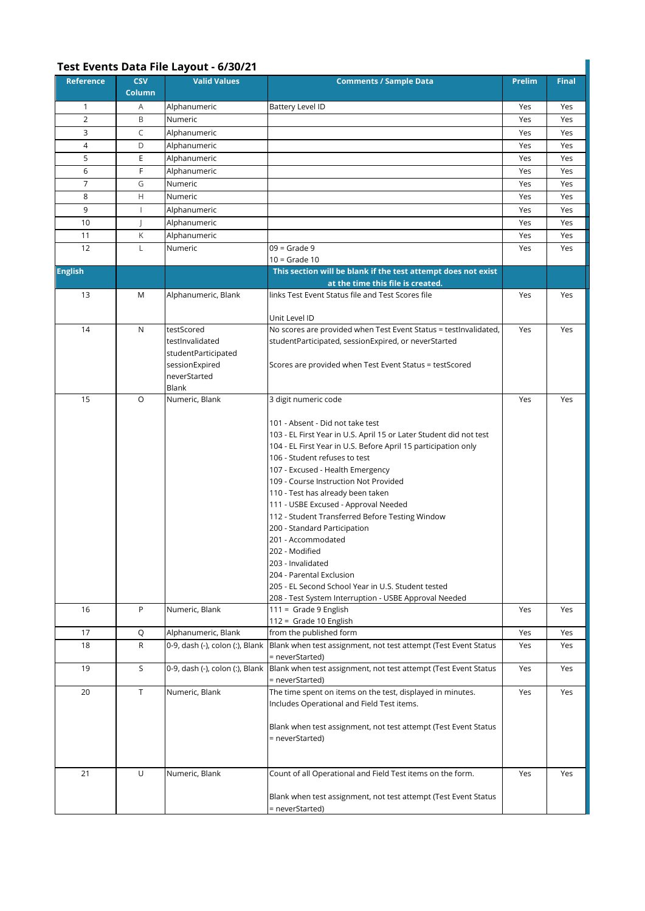## Test Events Data File Layout - 6/30/21

| Reference | CSV Column | Valid Values | Comments / Sample Data | Prelim | Final |
|---|---|---|---|---|---|
| 1 | A | Alphanumeric | Battery Level ID | Yes | Yes |
| 2 | B | Numeric | | Yes | Yes |
| 3 | C | Alphanumeric | | Yes | Yes |
| 4 | D | Alphanumeric | | Yes | Yes |
| 5 | E | Alphanumeric | | Yes | Yes |
| 6 | F | Alphanumeric | | Yes | Yes |
| 7 | G | Numeric | | Yes | Yes |
| 8 | H | Numeric | | Yes | Yes |
| 9 | I | Alphanumeric | | Yes | Yes |
| 10 | J | Alphanumeric | | Yes | Yes |
| 11 | K | Alphanumeric | | Yes | Yes |
| 12 | L | Numeric | 09 = Grade 9<br>10 = Grade 10 | Yes | Yes |
| **English** | | | **This section will be blank if the test attempt does not exist at the time this file is created.** | | |
| 13 | M | Alphanumeric, Blank | links Test Event Status file and Test Scores file<br><br>Unit Level ID | Yes | Yes |
| 14 | N | testScored<br>testInvalidated<br>studentParticipated<br>sessionExpired<br>neverStarted<br>Blank | No scores are provided when Test Event Status = testInvalidated, studentParticipated, sessionExpired, or neverStarted<br><br>Scores are provided when Test Event Status = testScored | Yes | Yes |
| 15 | O | Numeric, Blank | 3 digit numeric code<br><br>101 - Absent - Did not take test<br>103 - EL First Year in U.S. April 15 or Later Student did not test<br>104 - EL First Year in U.S. Before April 15 participation only<br>106 - Student refuses to test<br>107 - Excused - Health Emergency<br>109 - Course Instruction Not Provided<br>110 - Test has already been taken<br>111 - USBE Excused - Approval Needed<br>112 - Student Transferred Before Testing Window<br>200 - Standard Participation<br>201 - Accommodated<br>202 - Modified<br>203 - Invalidated<br>204 - Parental Exclusion<br>205 - EL Second School Year in U.S. Student tested<br>208 - Test System Interruption - USBE Approval Needed | Yes | Yes |
| 16 | P | Numeric, Blank | 111 = Grade 9 English<br>112 = Grade 10 English | Yes | Yes |
| 17 | Q | Alphanumeric, Blank | from the published form | Yes | Yes |
| 18 | R | 0-9, dash (-), colon (:), Blank | Blank when test assignment, not test attempt (Test Event Status = neverStarted) | Yes | Yes |
| 19 | S | 0-9, dash (-), colon (:), Blank | Blank when test assignment, not test attempt (Test Event Status = neverStarted) | Yes | Yes |
| 20 | T | Numeric, Blank | The time spent on items on the test, displayed in minutes. Includes Operational and Field Test items.<br><br>Blank when test assignment, not test attempt (Test Event Status = neverStarted) | Yes | Yes |
| 21 | U | Numeric, Blank | Count of all Operational and Field Test items on the form.<br><br>Blank when test assignment, not test attempt (Test Event Status = neverStarted) | Yes | Yes |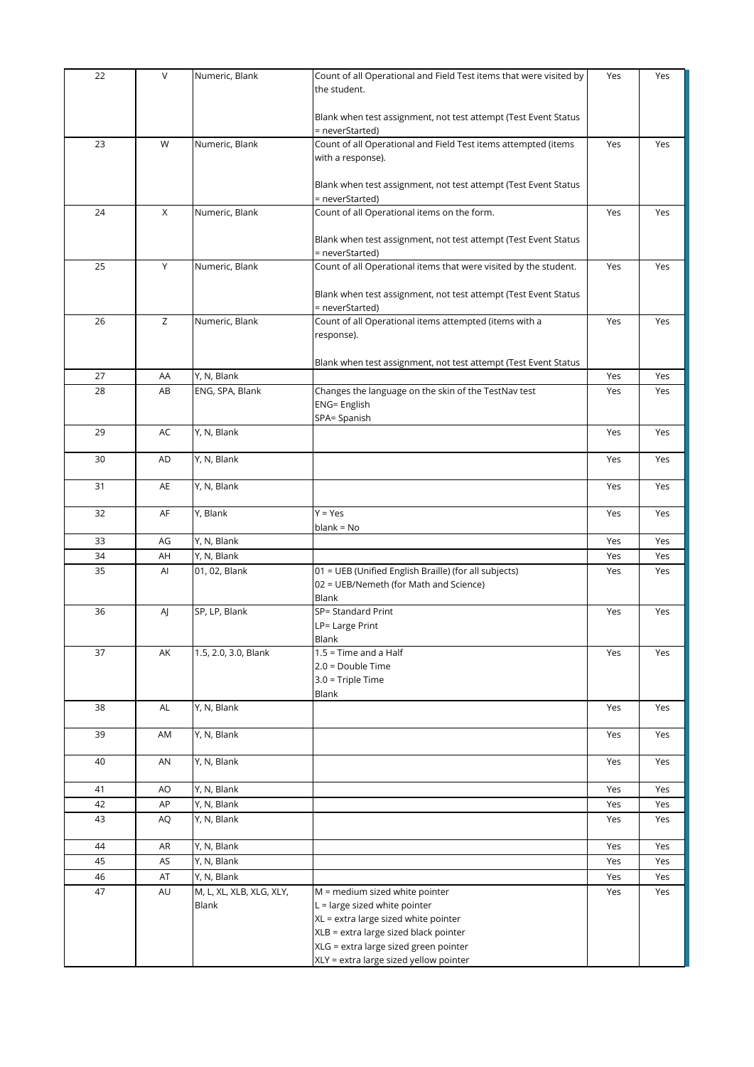| 22 | V | Numeric, Blank | Count of all Operational and Field Test items that were visited by the student.<br><br>Blank when test assignment, not test attempt (Test Event Status = neverStarted) | Yes | Yes |
|---|---|---|---|---|---|
| 23 | W | Numeric, Blank | Count of all Operational and Field Test items attempted (items with a response).<br><br>Blank when test assignment, not test attempt (Test Event Status = neverStarted) | Yes | Yes |
| 24 | X | Numeric, Blank | Count of all Operational items on the form.<br><br>Blank when test assignment, not test attempt (Test Event Status = neverStarted) | Yes | Yes |
| 25 | Y | Numeric, Blank | Count of all Operational items that were visited by the student.<br><br>Blank when test assignment, not test attempt (Test Event Status = neverStarted) | Yes | Yes |
| 26 | Z | Numeric, Blank | Count of all Operational items attempted (items with a response).<br><br>Blank when test assignment, not test attempt (Test Event Status | Yes | Yes |
| 27 | AA | Y, N, Blank | | Yes | Yes |
| 28 | AB | ENG, SPA, Blank | Changes the language on the skin of the TestNav test<br>ENG= English<br>SPA= Spanish | Yes | Yes |
| 29 | AC | Y, N, Blank | | Yes | Yes |
| 30 | AD | Y, N, Blank | | Yes | Yes |
| 31 | AE | Y, N, Blank | | Yes | Yes |
| 32 | AF | Y, Blank | Y = Yes<br>blank = No | Yes | Yes |
| 33 | AG | Y, N, Blank | | Yes | Yes |
| 34 | AH | Y, N, Blank | | Yes | Yes |
| 35 | AI | 01, 02, Blank | 01 = UEB (Unified English Braille) (for all subjects)<br>02 = UEB/Nemeth (for Math and Science)<br>Blank | Yes | Yes |
| 36 | AJ | SP, LP, Blank | SP= Standard Print<br>LP= Large Print<br>Blank | Yes | Yes |
| 37 | AK | 1.5, 2.0, 3.0, Blank | 1.5 = Time and a Half<br>2.0 = Double Time<br>3.0 = Triple Time<br>Blank | Yes | Yes |
| 38 | AL | Y, N, Blank | | Yes | Yes |
| 39 | AM | Y, N, Blank | | Yes | Yes |
| 40 | AN | Y, N, Blank | | Yes | Yes |
| 41 | AO | Y, N, Blank | | Yes | Yes |
| 42 | AP | Y, N, Blank | | Yes | Yes |
| 43 | AQ | Y, N, Blank | | Yes | Yes |
| 44 | AR | Y, N, Blank | | Yes | Yes |
| 45 | AS | Y, N, Blank | | Yes | Yes |
| 46 | AT | Y, N, Blank | | Yes | Yes |
| 47 | AU | M, L, XL, XLB, XLG, XLY, Blank | M = medium sized white pointer<br>L = large sized white pointer<br>XL = extra large sized white pointer<br>XLB = extra large sized black pointer<br>XLG = extra large sized green pointer<br>XLY = extra large sized yellow pointer | Yes | Yes |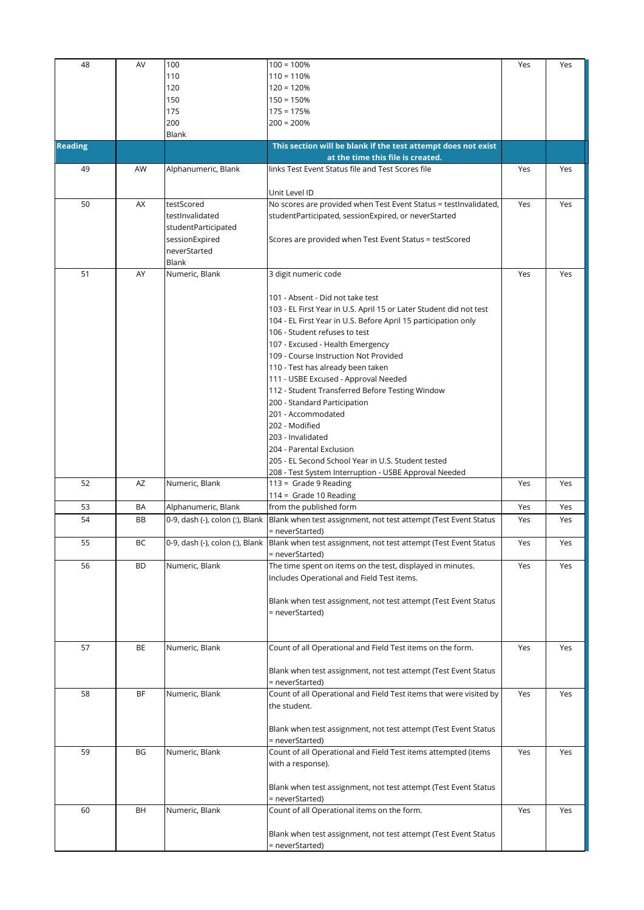| 48 | AV | 100<br>110<br>120<br>150<br>175<br>200<br>Blank | 100 = 100%<br>110 = 110%<br>120 = 120%<br>150 = 150%<br>175 = 175%<br>200 = 200% | Yes | Yes |
|---|---|---|---|---|---|
| **Reading** | | | **This section will be blank if the test attempt does not exist at the time this file is created.** | | |
| 49 | AW | Alphanumeric, Blank | links Test Event Status file and Test Scores file<br><br>Unit Level ID | Yes | Yes |
| 50 | AX | testScored<br>testInvalidated<br>studentParticipated<br>sessionExpired<br>neverStarted<br>Blank | No scores are provided when Test Event Status = testInvalidated, studentParticipated, sessionExpired, or neverStarted<br><br>Scores are provided when Test Event Status = testScored | Yes | Yes |
| 51 | AY | Numeric, Blank | 3 digit numeric code<br><br>101 - Absent - Did not take test<br>103 - EL First Year in U.S. April 15 or Later Student did not test<br>104 - EL First Year in U.S. Before April 15 participation only<br>106 - Student refuses to test<br>107 - Excused - Health Emergency<br>109 - Course Instruction Not Provided<br>110 - Test has already been taken<br>111 - USBE Excused - Approval Needed<br>112 - Student Transferred Before Testing Window<br>200 - Standard Participation<br>201 - Accommodated<br>202 - Modified<br>203 - Invalidated<br>204 - Parental Exclusion<br>205 - EL Second School Year in U.S. Student tested<br>208 - Test System Interruption - USBE Approval Needed | Yes | Yes |
| 52 | AZ | Numeric, Blank | 113 = Grade 9 Reading<br>114 = Grade 10 Reading | Yes | Yes |
| 53 | BA | Alphanumeric, Blank | from the published form | Yes | Yes |
| 54 | BB | 0-9, dash (-), colon (:), Blank | Blank when test assignment, not test attempt (Test Event Status = neverStarted) | Yes | Yes |
| 55 | BC | 0-9, dash (-), colon (:), Blank | Blank when test assignment, not test attempt (Test Event Status = neverStarted) | Yes | Yes |
| 56 | BD | Numeric, Blank | The time spent on items on the test, displayed in minutes. Includes Operational and Field Test items.<br><br>Blank when test assignment, not test attempt (Test Event Status = neverStarted) | Yes | Yes |
| 57 | BE | Numeric, Blank | Count of all Operational and Field Test items on the form.<br><br>Blank when test assignment, not test attempt (Test Event Status = neverStarted) | Yes | Yes |
| 58 | BF | Numeric, Blank | Count of all Operational and Field Test items that were visited by the student.<br><br>Blank when test assignment, not test attempt (Test Event Status = neverStarted) | Yes | Yes |
| 59 | BG | Numeric, Blank | Count of all Operational and Field Test items attempted (items with a response).<br><br>Blank when test assignment, not test attempt (Test Event Status = neverStarted) | Yes | Yes |
| 60 | BH | Numeric, Blank | Count of all Operational items on the form.<br><br>Blank when test assignment, not test attempt (Test Event Status = neverStarted) | Yes | Yes |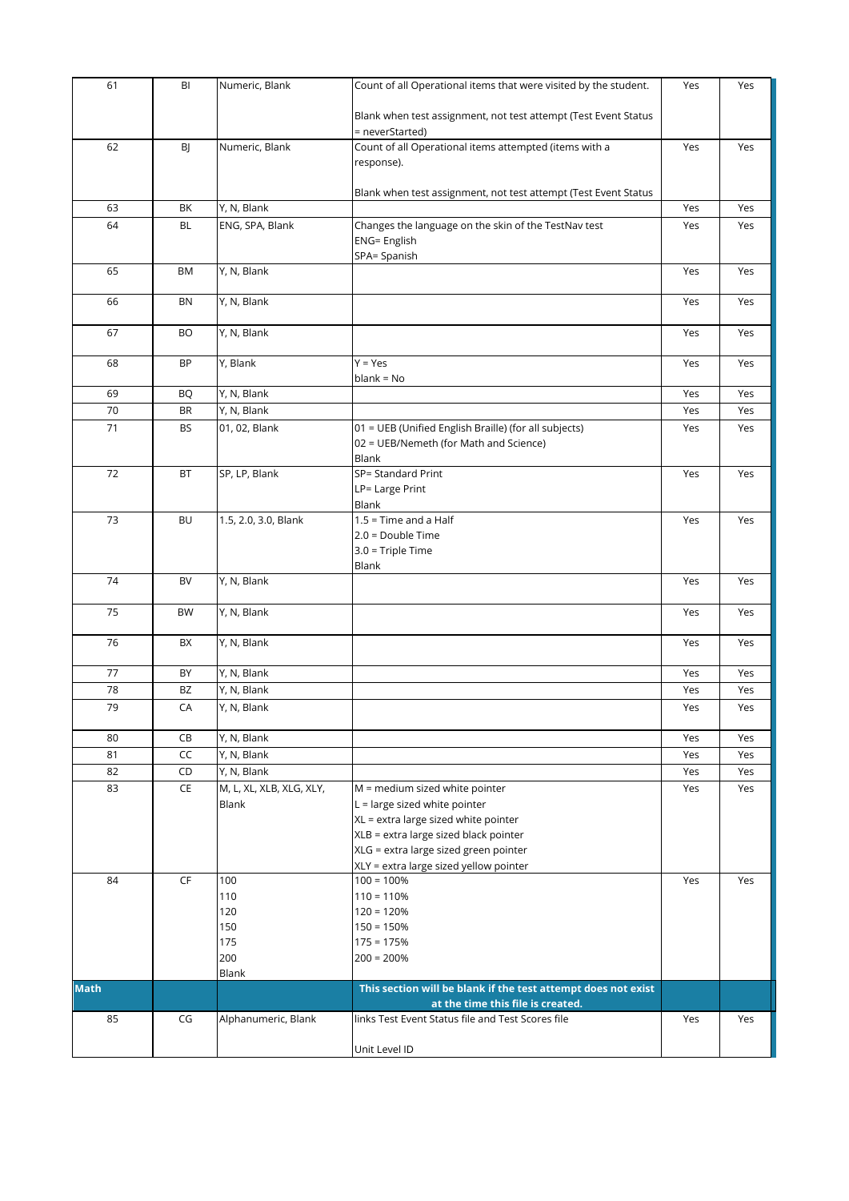| 61 | BI | Numeric, Blank | Count of all Operational items that were visited by the student.<br><br>Blank when test assignment, not test attempt (Test Event Status = neverStarted) | Yes | Yes |
|---|---|---|---|---|---|
| 62 | BJ | Numeric, Blank | Count of all Operational items attempted (items with a response).<br><br>Blank when test assignment, not test attempt (Test Event Status | Yes | Yes |
| 63 | BK | Y, N, Blank | | Yes | Yes |
| 64 | BL | ENG, SPA, Blank | Changes the language on the skin of the TestNav test<br>ENG= English<br>SPA= Spanish | Yes | Yes |
| 65 | BM | Y, N, Blank | | Yes | Yes |
| 66 | BN | Y, N, Blank | | Yes | Yes |
| 67 | BO | Y, N, Blank | | Yes | Yes |
| 68 | BP | Y, Blank | Y = Yes<br>blank = No | Yes | Yes |
| 69 | BQ | Y, N, Blank | | Yes | Yes |
| 70 | BR | Y, N, Blank | | Yes | Yes |
| 71 | BS | 01, 02, Blank | 01 = UEB (Unified English Braille) (for all subjects)<br>02 = UEB/Nemeth (for Math and Science)<br>Blank | Yes | Yes |
| 72 | BT | SP, LP, Blank | SP= Standard Print<br>LP= Large Print<br>Blank | Yes | Yes |
| 73 | BU | 1.5, 2.0, 3.0, Blank | 1.5 = Time and a Half<br>2.0 = Double Time<br>3.0 = Triple Time<br>Blank | Yes | Yes |
| 74 | BV | Y, N, Blank | | Yes | Yes |
| 75 | BW | Y, N, Blank | | Yes | Yes |
| 76 | BX | Y, N, Blank | | Yes | Yes |
| 77 | BY | Y, N, Blank | | Yes | Yes |
| 78 | BZ | Y, N, Blank | | Yes | Yes |
| 79 | CA | Y, N, Blank | | Yes | Yes |
| 80 | CB | Y, N, Blank | | Yes | Yes |
| 81 | CC | Y, N, Blank | | Yes | Yes |
| 82 | CD | Y, N, Blank | | Yes | Yes |
| 83 | CE | M, L, XL, XLB, XLG, XLY, Blank | M = medium sized white pointer<br>L = large sized white pointer<br>XL = extra large sized white pointer<br>XLB = extra large sized black pointer<br>XLG = extra large sized green pointer<br>XLY = extra large sized yellow pointer | Yes | Yes |
| 84 | CF | 100<br>110<br>120<br>150<br>175<br>200<br>Blank | 100 = 100%<br>110 = 110%<br>120 = 120%<br>150 = 150%<br>175 = 175%<br>200 = 200% | Yes | Yes |
| **Math** | | | **This section will be blank if the test attempt does not exist at the time this file is created.** | | |
| 85 | CG | Alphanumeric, Blank | links Test Event Status file and Test Scores file<br><br>Unit Level ID | Yes | Yes |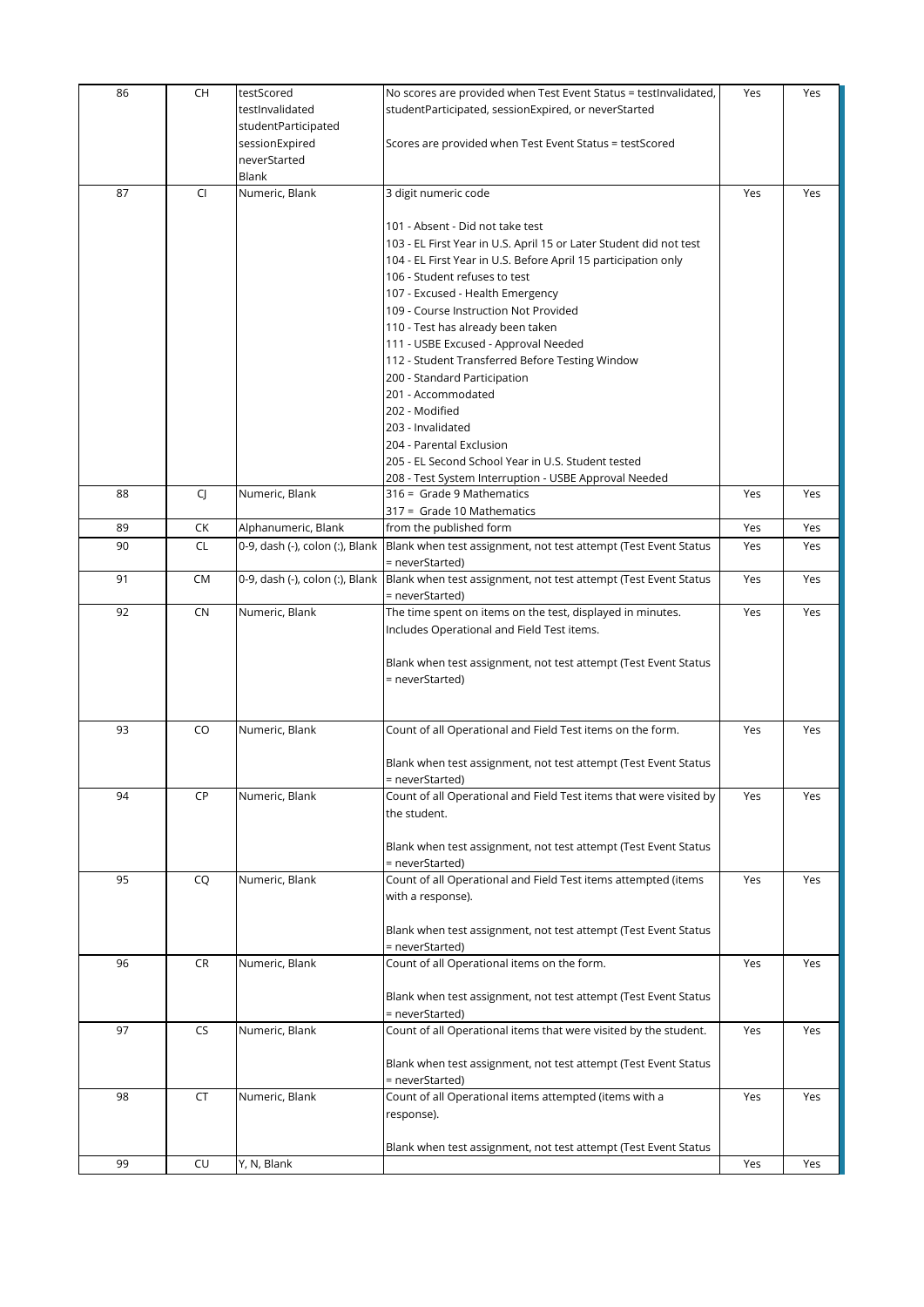| 86 | CH | testScored<br>testInvalidated<br>studentParticipated<br>sessionExpired<br>neverStarted<br>Blank | No scores are provided when Test Event Status = testInvalidated, studentParticipated, sessionExpired, or neverStarted<br><br>Scores are provided when Test Event Status = testScored | Yes | Yes |
|---|---|---|---|---|---|
| 87 | CI | Numeric, Blank | 3 digit numeric code<br><br>101 - Absent - Did not take test<br>103 - EL First Year in U.S. April 15 or Later Student did not test<br>104 - EL First Year in U.S. Before April 15 participation only<br>106 - Student refuses to test<br>107 - Excused - Health Emergency<br>109 - Course Instruction Not Provided<br>110 - Test has already been taken<br>111 - USBE Excused - Approval Needed<br>112 - Student Transferred Before Testing Window<br>200 - Standard Participation<br>201 - Accommodated<br>202 - Modified<br>203 - Invalidated<br>204 - Parental Exclusion<br>205 - EL Second School Year in U.S. Student tested<br>208 - Test System Interruption - USBE Approval Needed | Yes | Yes |
| 88 | CJ | Numeric, Blank | 316 = Grade 9 Mathematics<br>317 = Grade 10 Mathematics | Yes | Yes |
| 89 | CK | Alphanumeric, Blank | from the published form | Yes | Yes |
| 90 | CL | 0-9, dash (-), colon (:), Blank | Blank when test assignment, not test attempt (Test Event Status = neverStarted) | Yes | Yes |
| 91 | CM | 0-9, dash (-), colon (:), Blank | Blank when test assignment, not test attempt (Test Event Status = neverStarted) | Yes | Yes |
| 92 | CN | Numeric, Blank | The time spent on items on the test, displayed in minutes. Includes Operational and Field Test items.<br><br>Blank when test assignment, not test attempt (Test Event Status = neverStarted) | Yes | Yes |
| 93 | CO | Numeric, Blank | Count of all Operational and Field Test items on the form.<br><br>Blank when test assignment, not test attempt (Test Event Status = neverStarted) | Yes | Yes |
| 94 | CP | Numeric, Blank | Count of all Operational and Field Test items that were visited by the student.<br><br>Blank when test assignment, not test attempt (Test Event Status = neverStarted) | Yes | Yes |
| 95 | CQ | Numeric, Blank | Count of all Operational and Field Test items attempted (items with a response).<br><br>Blank when test assignment, not test attempt (Test Event Status = neverStarted) | Yes | Yes |
| 96 | CR | Numeric, Blank | Count of all Operational items on the form.<br><br>Blank when test assignment, not test attempt (Test Event Status = neverStarted) | Yes | Yes |
| 97 | CS | Numeric, Blank | Count of all Operational items that were visited by the student.<br><br>Blank when test assignment, not test attempt (Test Event Status = neverStarted) | Yes | Yes |
| 98 | CT | Numeric, Blank | Count of all Operational items attempted (items with a response).<br><br>Blank when test assignment, not test attempt (Test Event Status | Yes | Yes |
| 99 | CU | Y, N, Blank | | Yes | Yes |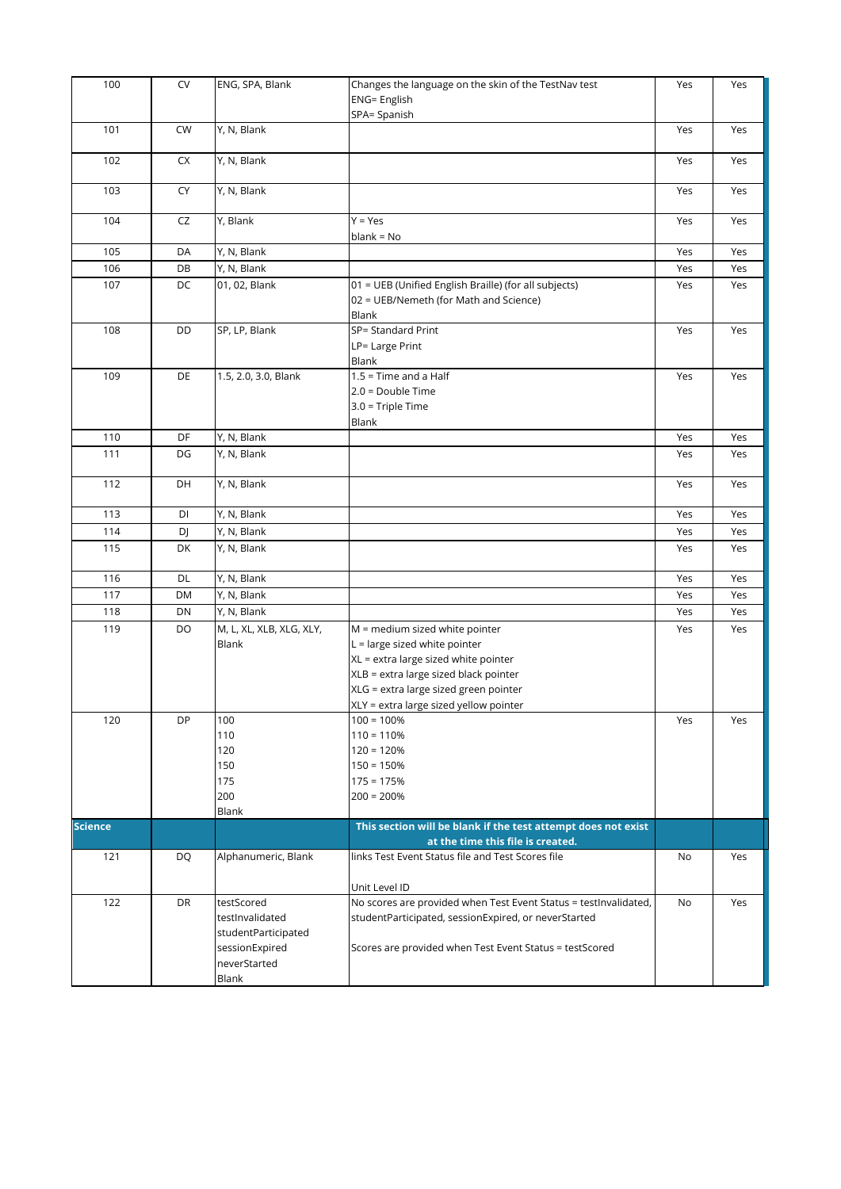| 100 | CV | ENG, SPA, Blank | Changes the language on the skin of the TestNav test<br>ENG= English<br>SPA= Spanish | Yes | Yes |
|---|---|---|---|---|---|
| 101 | CW | Y, N, Blank | | Yes | Yes |
| 102 | CX | Y, N, Blank | | Yes | Yes |
| 103 | CY | Y, N, Blank | | Yes | Yes |
| 104 | CZ | Y, Blank | Y = Yes<br>blank = No | Yes | Yes |
| 105 | DA | Y, N, Blank | | Yes | Yes |
| 106 | DB | Y, N, Blank | | Yes | Yes |
| 107 | DC | 01, 02, Blank | 01 = UEB (Unified English Braille) (for all subjects)<br>02 = UEB/Nemeth (for Math and Science)<br>Blank | Yes | Yes |
| 108 | DD | SP, LP, Blank | SP= Standard Print<br>LP= Large Print<br>Blank | Yes | Yes |
| 109 | DE | 1.5, 2.0, 3.0, Blank | 1.5 = Time and a Half<br>2.0 = Double Time<br>3.0 = Triple Time<br>Blank | Yes | Yes |
| 110 | DF | Y, N, Blank | | Yes | Yes |
| 111 | DG | Y, N, Blank | | Yes | Yes |
| 112 | DH | Y, N, Blank | | Yes | Yes |
| 113 | DI | Y, N, Blank | | Yes | Yes |
| 114 | DJ | Y, N, Blank | | Yes | Yes |
| 115 | DK | Y, N, Blank | | Yes | Yes |
| 116 | DL | Y, N, Blank | | Yes | Yes |
| 117 | DM | Y, N, Blank | | Yes | Yes |
| 118 | DN | Y, N, Blank | | Yes | Yes |
| 119 | DO | M, L, XL, XLB, XLG, XLY, Blank | M = medium sized white pointer<br>L = large sized white pointer<br>XL = extra large sized white pointer<br>XLB = extra large sized black pointer<br>XLG = extra large sized green pointer<br>XLY = extra large sized yellow pointer | Yes | Yes |
| 120 | DP | 100<br>110<br>120<br>150<br>175<br>200<br>Blank | 100 = 100%<br>110 = 110%<br>120 = 120%<br>150 = 150%<br>175 = 175%<br>200 = 200% | Yes | Yes |
| **Science** | | | **This section will be blank if the test attempt does not exist at the time this file is created.** | | |
| 121 | DQ | Alphanumeric, Blank | links Test Event Status file and Test Scores file<br><br>Unit Level ID | No | Yes |
| 122 | DR | testScored<br>testInvalidated<br>studentParticipated<br>sessionExpired<br>neverStarted<br>Blank | No scores are provided when Test Event Status = testInvalidated, studentParticipated, sessionExpired, or neverStarted<br><br>Scores are provided when Test Event Status = testScored | No | Yes |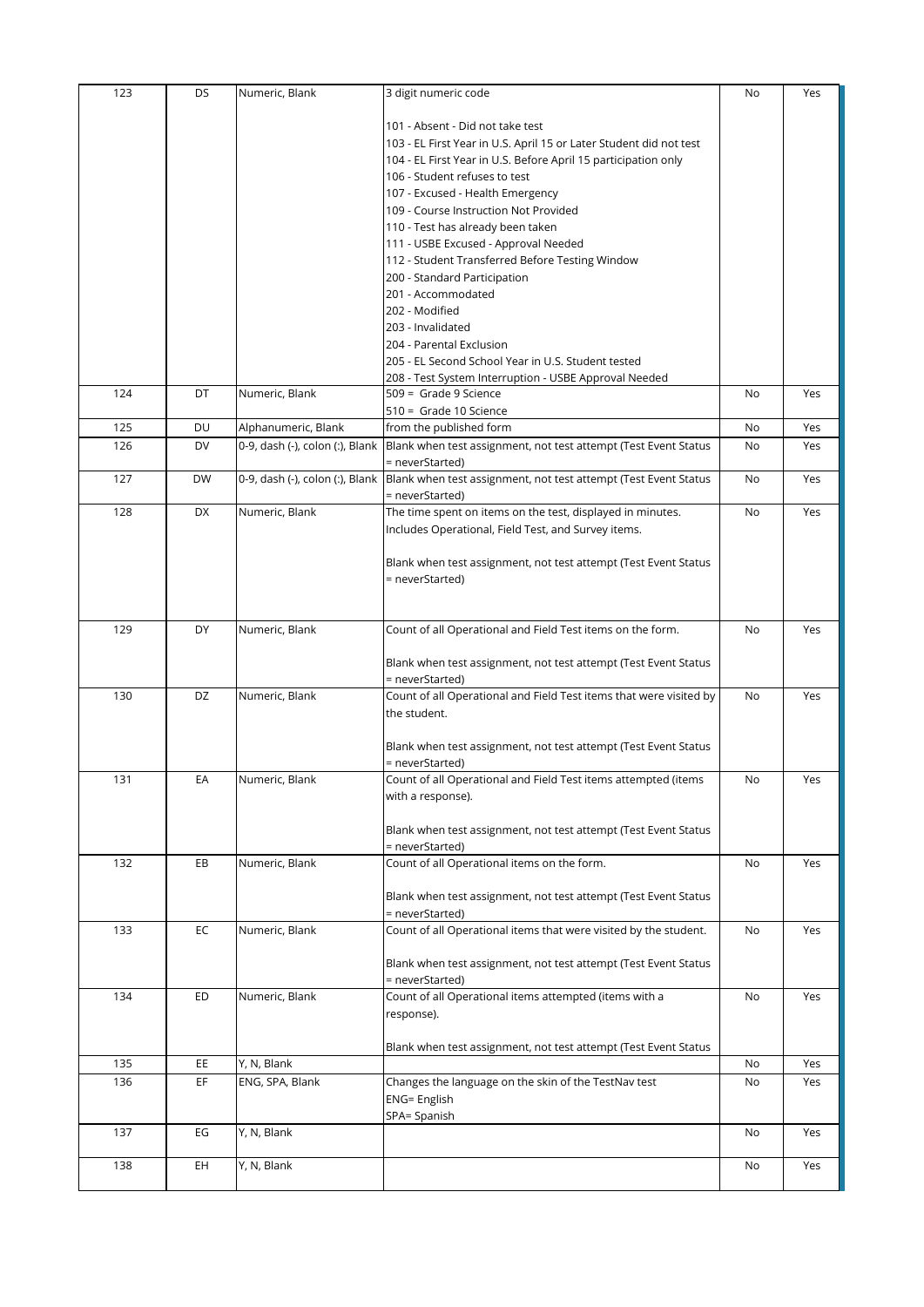| | | | | | |
|---|---|---|---|---|---|
| 123 | DS | Numeric, Blank | 3 digit numeric code<br><br>101 - Absent - Did not take test<br>103 - EL First Year in U.S. April 15 or Later Student did not test<br>104 - EL First Year in U.S. Before April 15 participation only<br>106 - Student refuses to test<br>107 - Excused - Health Emergency<br>109 - Course Instruction Not Provided<br>110 - Test has already been taken<br>111 - USBE Excused - Approval Needed<br>112 - Student Transferred Before Testing Window<br>200 - Standard Participation<br>201 - Accommodated<br>202 - Modified<br>203 - Invalidated<br>204 - Parental Exclusion<br>205 - EL Second School Year in U.S. Student tested<br>208 - Test System Interruption - USBE Approval Needed | No | Yes |
| 124 | DT | Numeric, Blank | 509 = Grade 9 Science<br>510 = Grade 10 Science | No | Yes |
| 125 | DU | Alphanumeric, Blank | from the published form | No | Yes |
| 126 | DV | 0-9, dash (-), colon (:), Blank | Blank when test assignment, not test attempt (Test Event Status = neverStarted) | No | Yes |
| 127 | DW | 0-9, dash (-), colon (:), Blank | Blank when test assignment, not test attempt (Test Event Status = neverStarted) | No | Yes |
| 128 | DX | Numeric, Blank | The time spent on items on the test, displayed in minutes. Includes Operational, Field Test, and Survey items.<br><br>Blank when test assignment, not test attempt (Test Event Status = neverStarted) | No | Yes |
| 129 | DY | Numeric, Blank | Count of all Operational and Field Test items on the form.<br><br>Blank when test assignment, not test attempt (Test Event Status = neverStarted) | No | Yes |
| 130 | DZ | Numeric, Blank | Count of all Operational and Field Test items that were visited by the student.<br><br>Blank when test assignment, not test attempt (Test Event Status = neverStarted) | No | Yes |
| 131 | EA | Numeric, Blank | Count of all Operational and Field Test items attempted (items with a response).<br><br>Blank when test assignment, not test attempt (Test Event Status = neverStarted) | No | Yes |
| 132 | EB | Numeric, Blank | Count of all Operational items on the form.<br><br>Blank when test assignment, not test attempt (Test Event Status = neverStarted) | No | Yes |
| 133 | EC | Numeric, Blank | Count of all Operational items that were visited by the student.<br><br>Blank when test assignment, not test attempt (Test Event Status = neverStarted) | No | Yes |
| 134 | ED | Numeric, Blank | Count of all Operational items attempted (items with a response).<br><br>Blank when test assignment, not test attempt (Test Event Status | No | Yes |
| 135 | EE | Y, N, Blank | | No | Yes |
| 136 | EF | ENG, SPA, Blank | Changes the language on the skin of the TestNav test<br>ENG= English<br>SPA= Spanish | No | Yes |
| 137 | EG | Y, N, Blank | | No | Yes |
| 138 | EH | Y, N, Blank | | No | Yes |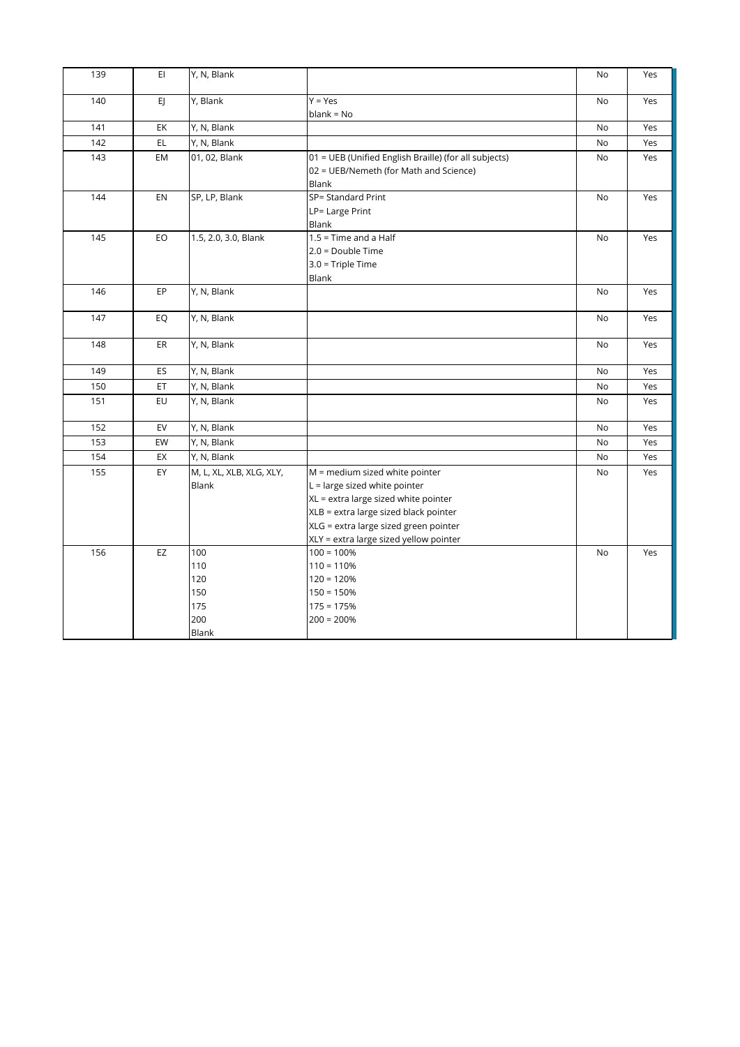| | | | | | |
|---|---|---|---|---|---|
| 139 | EI | Y, N, Blank | | No | Yes |
| 140 | EJ | Y, Blank | Y = Yes<br>blank = No | No | Yes |
| 141 | EK | Y, N, Blank | | No | Yes |
| 142 | EL | Y, N, Blank | | No | Yes |
| 143 | EM | 01, 02, Blank | 01 = UEB (Unified English Braille) (for all subjects)<br>02 = UEB/Nemeth (for Math and Science)<br>Blank | No | Yes |
| 144 | EN | SP, LP, Blank | SP= Standard Print<br>LP= Large Print<br>Blank | No | Yes |
| 145 | EO | 1.5, 2.0, 3.0, Blank | 1.5 = Time and a Half<br>2.0 = Double Time<br>3.0 = Triple Time<br>Blank | No | Yes |
| 146 | EP | Y, N, Blank | | No | Yes |
| 147 | EQ | Y, N, Blank | | No | Yes |
| 148 | ER | Y, N, Blank | | No | Yes |
| 149 | ES | Y, N, Blank | | No | Yes |
| 150 | ET | Y, N, Blank | | No | Yes |
| 151 | EU | Y, N, Blank | | No | Yes |
| 152 | EV | Y, N, Blank | | No | Yes |
| 153 | EW | Y, N, Blank | | No | Yes |
| 154 | EX | Y, N, Blank | | No | Yes |
| 155 | EY | M, L, XL, XLB, XLG, XLY, Blank | M = medium sized white pointer<br>L = large sized white pointer<br>XL = extra large sized white pointer<br>XLB = extra large sized black pointer<br>XLG = extra large sized green pointer<br>XLY = extra large sized yellow pointer | No | Yes |
| 156 | EZ | 100<br>110<br>120<br>150<br>175<br>200<br>Blank | 100 = 100%<br>110 = 110%<br>120 = 120%<br>150 = 150%<br>175 = 175%<br>200 = 200% | No | Yes |